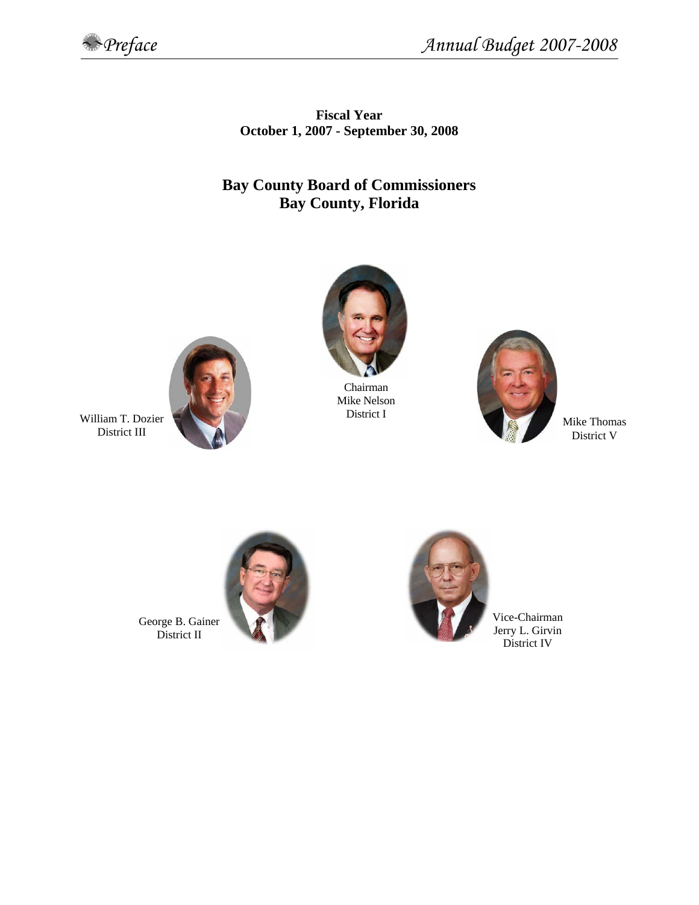**Fiscal Year**
**October 1, 2007 - September 30, 2008**

## Bay County Board of Commissioners
## Bay County, Florida

Chairman
Mike Nelson
District I

William T. Dozier
District III

Mike Thomas
District V

George B. Gainer
District II

Vice-Chairman
Jerry L. Girvin
District IV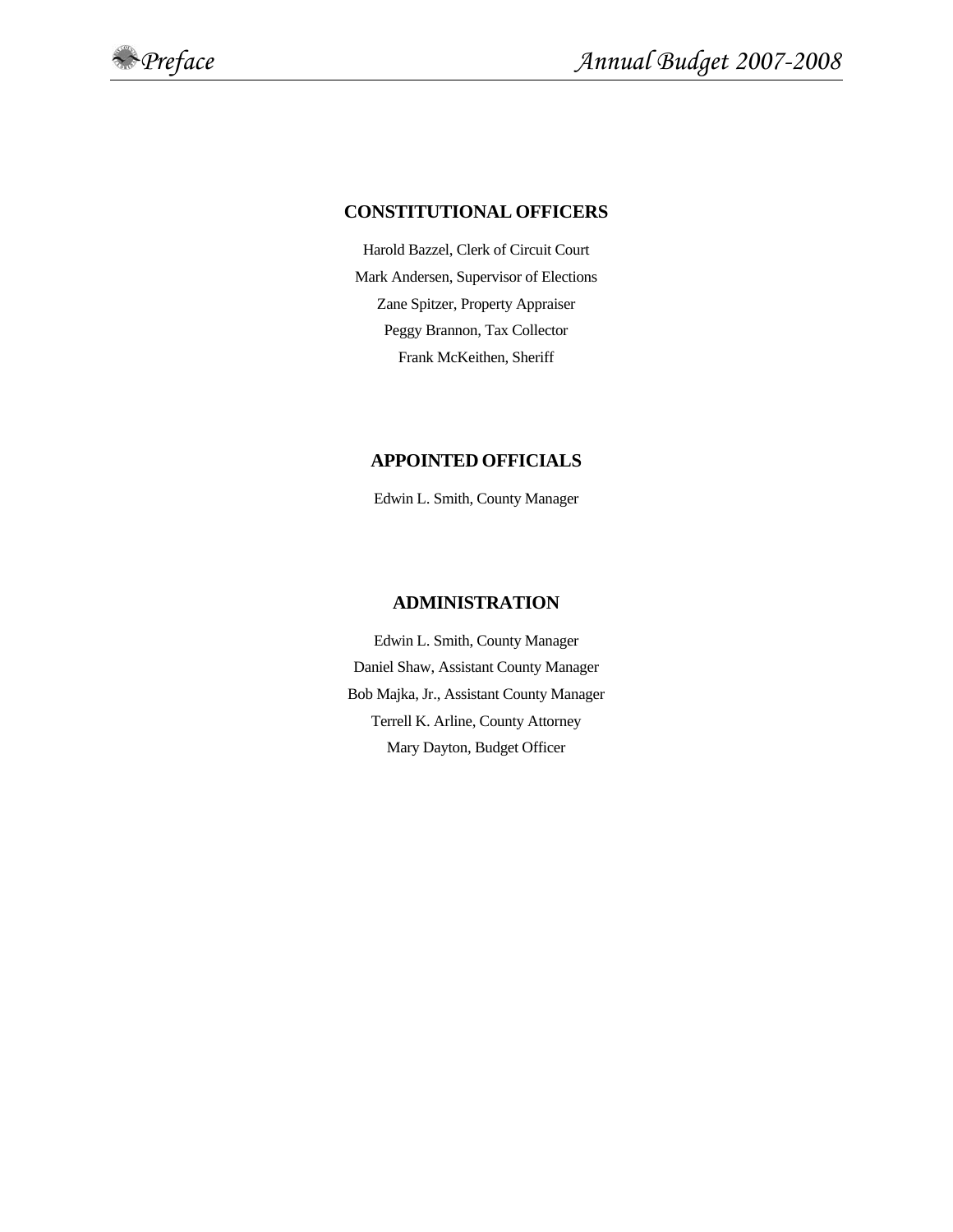## CONSTITUTIONAL OFFICERS

Harold Bazzel, Clerk of Circuit Court

Mark Andersen, Supervisor of Elections

Zane Spitzer, Property Appraiser

Peggy Brannon, Tax Collector

Frank McKeithen, Sheriff

## APPOINTED OFFICIALS

Edwin L. Smith, County Manager

## ADMINISTRATION

Edwin L. Smith, County Manager

Daniel Shaw, Assistant County Manager

Bob Majka, Jr., Assistant County Manager

Terrell K. Arline, County Attorney

Mary Dayton, Budget Officer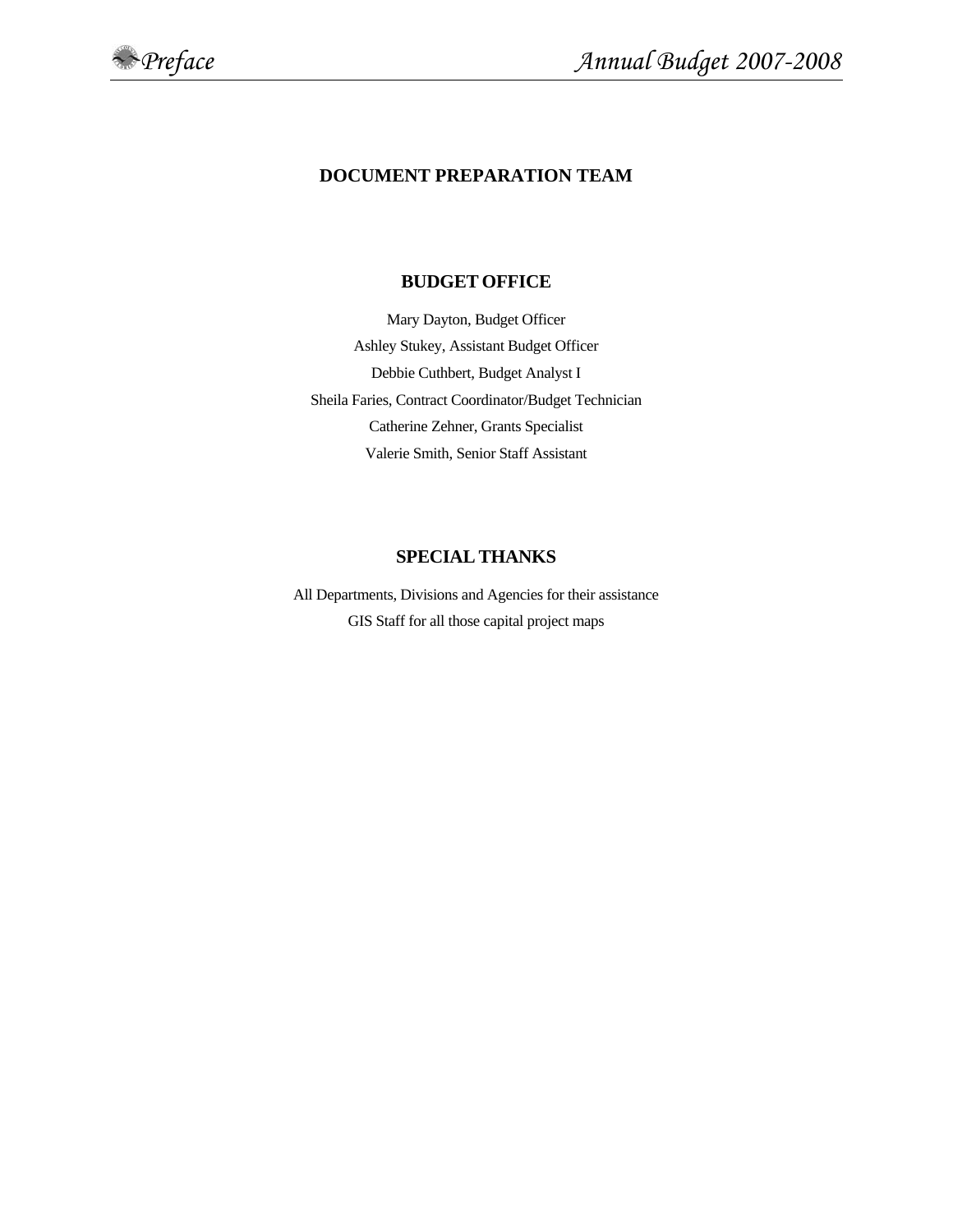# DOCUMENT PREPARATION TEAM

## BUDGET OFFICE

Mary Dayton, Budget Officer

Ashley Stukey, Assistant Budget Officer

Debbie Cuthbert, Budget Analyst I

Sheila Faries, Contract Coordinator/Budget Technician

Catherine Zehner, Grants Specialist

Valerie Smith, Senior Staff Assistant

## SPECIAL THANKS

All Departments, Divisions and Agencies for their assistance

GIS Staff for all those capital project maps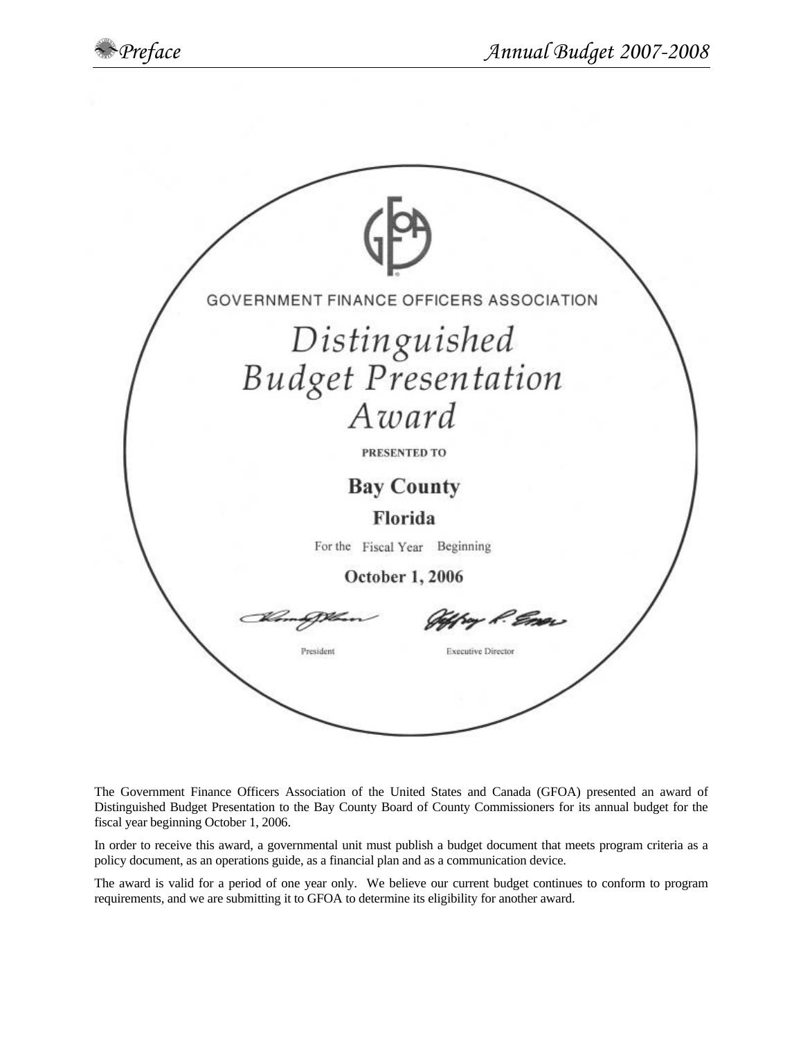GOVERNMENT FINANCE OFFICERS ASSOCIATION

# Distinguished Budget Presentation Award

PRESENTED TO

**Bay County**

**Florida**

For the Fiscal Year Beginning

**October 1, 2006**

President

Executive Director

The Government Finance Officers Association of the United States and Canada (GFOA) presented an award of Distinguished Budget Presentation to the Bay County Board of County Commissioners for its annual budget for the fiscal year beginning October 1, 2006.

In order to receive this award, a governmental unit must publish a budget document that meets program criteria as a policy document, as an operations guide, as a financial plan and as a communication device.

The award is valid for a period of one year only. We believe our current budget continues to conform to program requirements, and we are submitting it to GFOA to determine its eligibility for another award.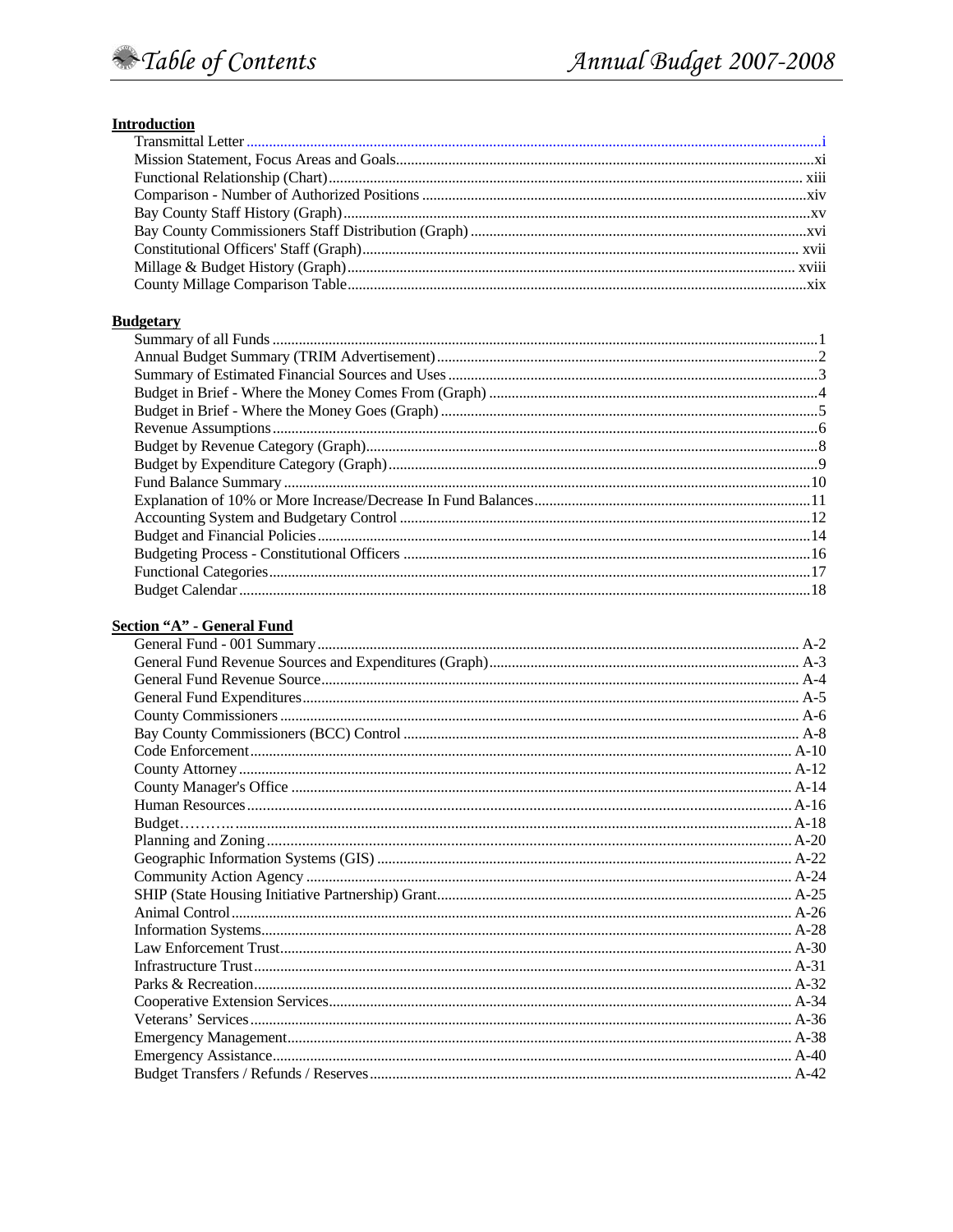# Table of Contents

## Annual Budget 2007-2008

### Introduction

| | |
|---|---|
| Transmittal Letter | i |
| Mission Statement, Focus Areas and Goals | xi |
| Functional Relationship (Chart) | xiii |
| Comparison - Number of Authorized Positions | xiv |
| Bay County Staff History (Graph) | xv |
| Bay County Commissioners Staff Distribution (Graph) | xvi |
| Constitutional Officers' Staff (Graph) | xvii |
| Millage & Budget History (Graph) | xviii |
| County Millage Comparison Table | xix |

### Budgetary

| | |
|---|---|
| Summary of all Funds | 1 |
| Annual Budget Summary (TRIM Advertisement) | 2 |
| Summary of Estimated Financial Sources and Uses | 3 |
| Budget in Brief - Where the Money Comes From (Graph) | 4 |
| Budget in Brief - Where the Money Goes (Graph) | 5 |
| Revenue Assumptions | 6 |
| Budget by Revenue Category (Graph) | 8 |
| Budget by Expenditure Category (Graph) | 9 |
| Fund Balance Summary | 10 |
| Explanation of 10% or More Increase/Decrease In Fund Balances | 11 |
| Accounting System and Budgetary Control | 12 |
| Budget and Financial Policies | 14 |
| Budgeting Process - Constitutional Officers | 16 |
| Functional Categories | 17 |
| Budget Calendar | 18 |

### Section "A" - General Fund

| | |
|---|---|
| General Fund - 001 Summary | A-2 |
| General Fund Revenue Sources and Expenditures (Graph) | A-3 |
| General Fund Revenue Source | A-4 |
| General Fund Expenditures | A-5 |
| County Commissioners | A-6 |
| Bay County Commissioners (BCC) Control | A-8 |
| Code Enforcement | A-10 |
| County Attorney | A-12 |
| County Manager's Office | A-14 |
| Human Resources | A-16 |
| Budget | A-18 |
| Planning and Zoning | A-20 |
| Geographic Information Systems (GIS) | A-22 |
| Community Action Agency | A-24 |
| SHIP (State Housing Initiative Partnership) Grant | A-25 |
| Animal Control | A-26 |
| Information Systems | A-28 |
| Law Enforcement Trust | A-30 |
| Infrastructure Trust | A-31 |
| Parks & Recreation | A-32 |
| Cooperative Extension Services | A-34 |
| Veterans' Services | A-36 |
| Emergency Management | A-38 |
| Emergency Assistance | A-40 |
| Budget Transfers / Refunds / Reserves | A-42 |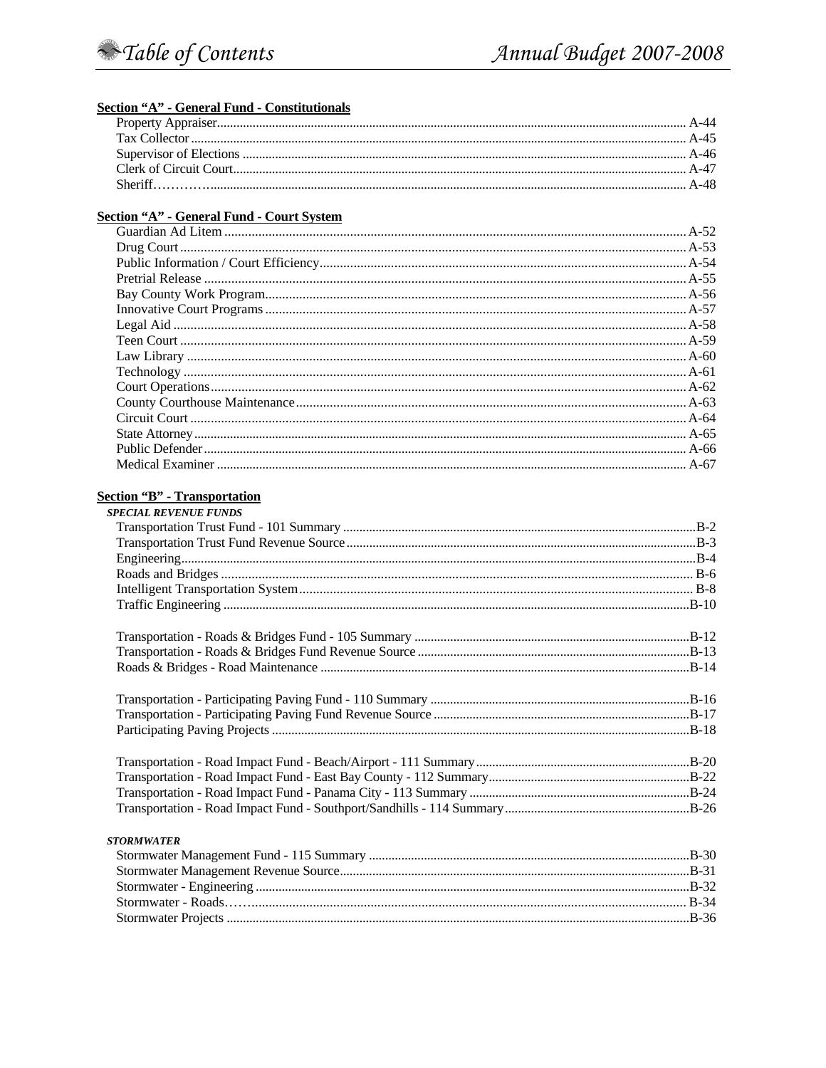## Section "A" - General Fund - Constitutionals

| | |
|---|---|
| Property Appraiser | A-44 |
| Tax Collector | A-45 |
| Supervisor of Elections | A-46 |
| Clerk of Circuit Court | A-47 |
| Sheriff | A-48 |

## Section "A" - General Fund - Court System

| | |
|---|---|
| Guardian Ad Litem | A-52 |
| Drug Court | A-53 |
| Public Information / Court Efficiency | A-54 |
| Pretrial Release | A-55 |
| Bay County Work Program | A-56 |
| Innovative Court Programs | A-57 |
| Legal Aid | A-58 |
| Teen Court | A-59 |
| Law Library | A-60 |
| Technology | A-61 |
| Court Operations | A-62 |
| County Courthouse Maintenance | A-63 |
| Circuit Court | A-64 |
| State Attorney | A-65 |
| Public Defender | A-66 |
| Medical Examiner | A-67 |

## Section "B" - Transportation

***SPECIAL REVENUE FUNDS***

| | |
|---|---|
| Transportation Trust Fund - 101 Summary | B-2 |
| Transportation Trust Fund Revenue Source | B-3 |
| Engineering | B-4 |
| Roads and Bridges | B-6 |
| Intelligent Transportation System | B-8 |
| Traffic Engineering | B-10 |
| | |
| Transportation - Roads & Bridges Fund - 105 Summary | B-12 |
| Transportation - Roads & Bridges Fund Revenue Source | B-13 |
| Roads & Bridges - Road Maintenance | B-14 |
| | |
| Transportation - Participating Paving Fund - 110 Summary | B-16 |
| Transportation - Participating Paving Fund Revenue Source | B-17 |
| Participating Paving Projects | B-18 |
| | |
| Transportation - Road Impact Fund - Beach/Airport - 111 Summary | B-20 |
| Transportation - Road Impact Fund - East Bay County - 112 Summary | B-22 |
| Transportation - Road Impact Fund - Panama City - 113 Summary | B-24 |
| Transportation - Road Impact Fund - Southport/Sandhills - 114 Summary | B-26 |

***STORMWATER***

| | |
|---|---|
| Stormwater Management Fund - 115 Summary | B-30 |
| Stormwater Management Revenue Source | B-31 |
| Stormwater - Engineering | B-32 |
| Stormwater - Roads | B-34 |
| Stormwater Projects | B-36 |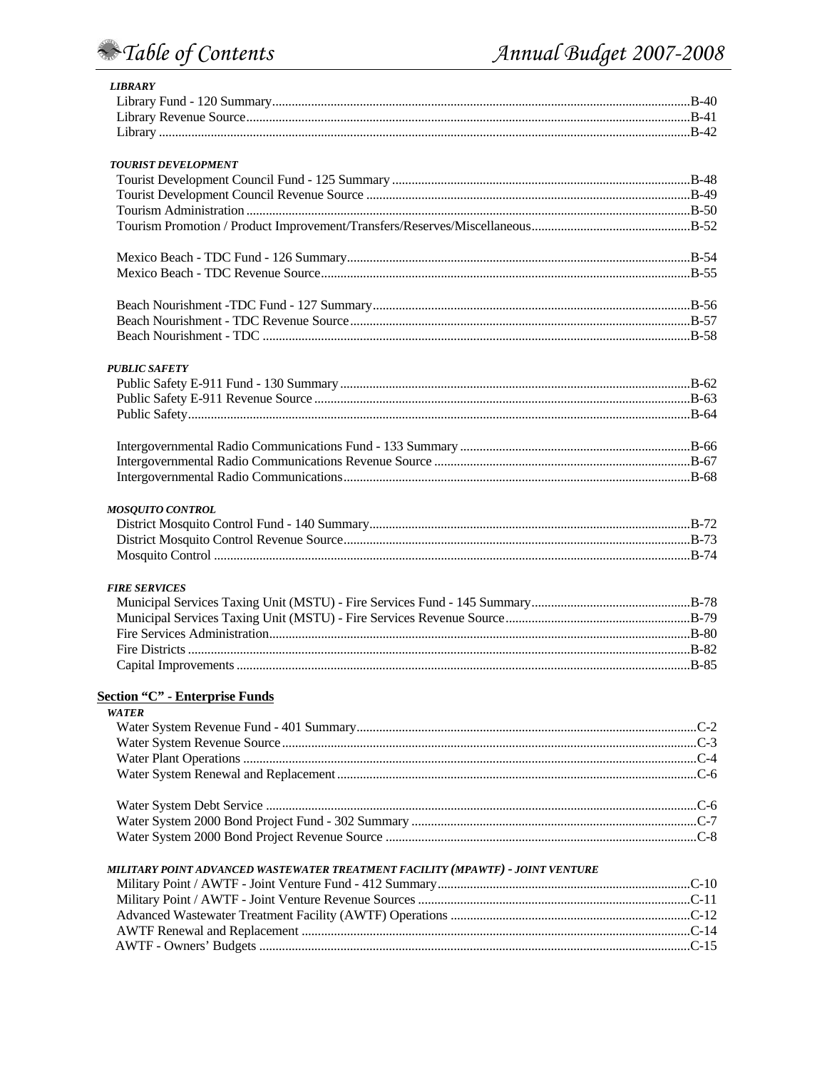***LIBRARY***

| | |
|---|---|
| Library Fund - 120 Summary | B-40 |
| Library Revenue Source | B-41 |
| Library | B-42 |

***TOURIST DEVELOPMENT***

| | |
|---|---|
| Tourist Development Council Fund - 125 Summary | B-48 |
| Tourist Development Council Revenue Source | B-49 |
| Tourism Administration | B-50 |
| Tourism Promotion / Product Improvement/Transfers/Reserves/Miscellaneous | B-52 |
| Mexico Beach - TDC Fund - 126 Summary | B-54 |
| Mexico Beach - TDC Revenue Source | B-55 |
| Beach Nourishment -TDC Fund - 127 Summary | B-56 |
| Beach Nourishment - TDC Revenue Source | B-57 |
| Beach Nourishment - TDC | B-58 |

***PUBLIC SAFETY***

| | |
|---|---|
| Public Safety E-911 Fund - 130 Summary | B-62 |
| Public Safety E-911 Revenue Source | B-63 |
| Public Safety | B-64 |
| Intergovernmental Radio Communications Fund - 133 Summary | B-66 |
| Intergovernmental Radio Communications Revenue Source | B-67 |
| Intergovernmental Radio Communications | B-68 |

***MOSQUITO CONTROL***

| | |
|---|---|
| District Mosquito Control Fund - 140 Summary | B-72 |
| District Mosquito Control Revenue Source | B-73 |
| Mosquito Control | B-74 |

***FIRE SERVICES***

| | |
|---|---|
| Municipal Services Taxing Unit (MSTU) - Fire Services Fund - 145 Summary | B-78 |
| Municipal Services Taxing Unit (MSTU) - Fire Services Revenue Source | B-79 |
| Fire Services Administration | B-80 |
| Fire Districts | B-82 |
| Capital Improvements | B-85 |

## Section "C" - Enterprise Funds

***WATER***

| | |
|---|---|
| Water System Revenue Fund - 401 Summary | C-2 |
| Water System Revenue Source | C-3 |
| Water Plant Operations | C-4 |
| Water System Renewal and Replacement | C-6 |
| Water System Debt Service | C-6 |
| Water System 2000 Bond Project Fund - 302 Summary | C-7 |
| Water System 2000 Bond Project Revenue Source | C-8 |

***MILITARY POINT ADVANCED WASTEWATER TREATMENT FACILITY (MPAWTF) - JOINT VENTURE***

| | |
|---|---|
| Military Point / AWTF - Joint Venture Fund - 412 Summary | C-10 |
| Military Point / AWTF - Joint Venture Revenue Sources | C-11 |
| Advanced Wastewater Treatment Facility (AWTF) Operations | C-12 |
| AWTF Renewal and Replacement | C-14 |
| AWTF - Owners' Budgets | C-15 |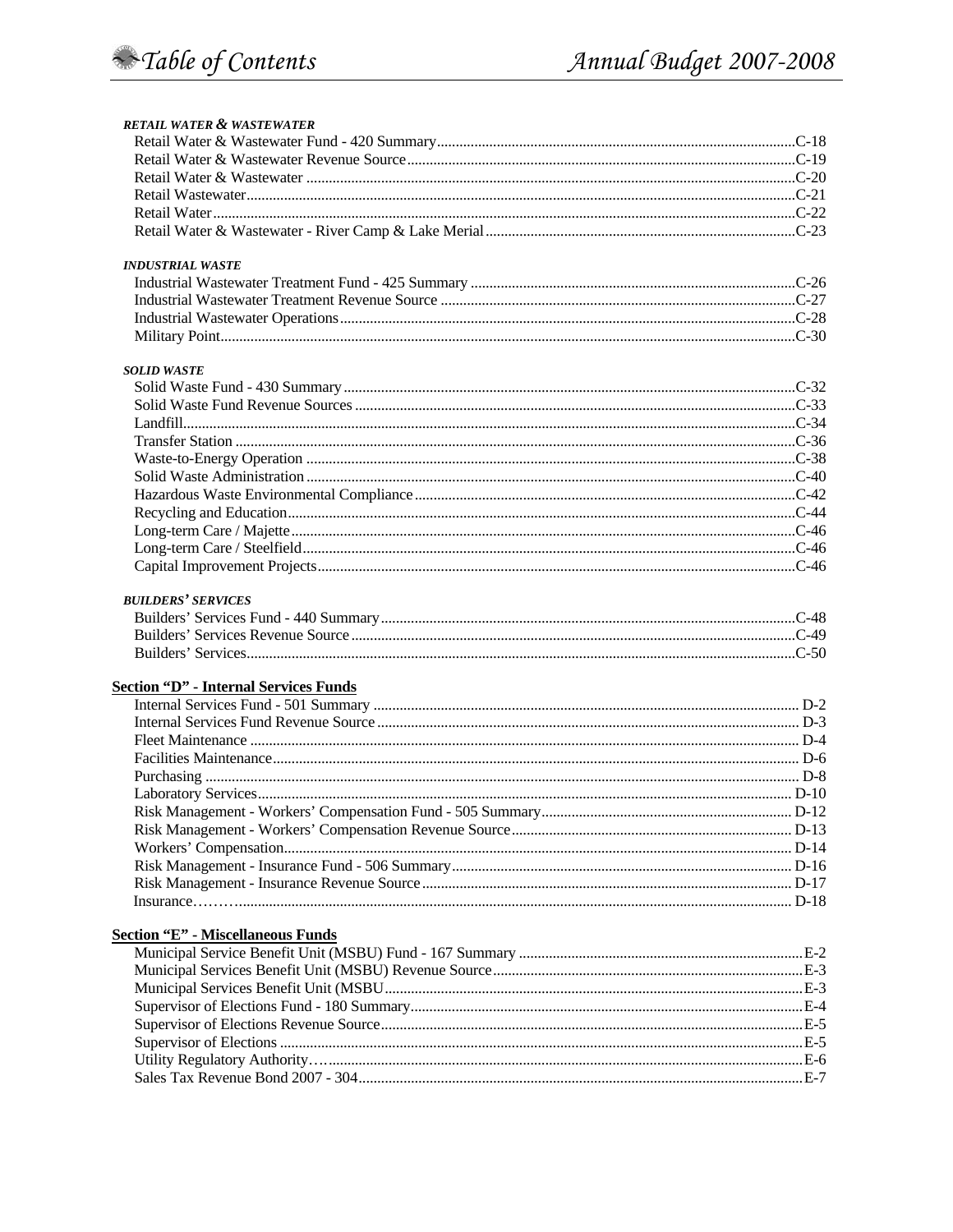***RETAIL WATER & WASTEWATER***

| | |
|---|---|
| Retail Water & Wastewater Fund - 420 Summary | C-18 |
| Retail Water & Wastewater Revenue Source | C-19 |
| Retail Water & Wastewater | C-20 |
| Retail Wastewater | C-21 |
| Retail Water | C-22 |
| Retail Water & Wastewater - River Camp & Lake Merial | C-23 |

***INDUSTRIAL WASTE***

| | |
|---|---|
| Industrial Wastewater Treatment Fund - 425 Summary | C-26 |
| Industrial Wastewater Treatment Revenue Source | C-27 |
| Industrial Wastewater Operations | C-28 |
| Military Point | C-30 |

***SOLID WASTE***

| | |
|---|---|
| Solid Waste Fund - 430 Summary | C-32 |
| Solid Waste Fund Revenue Sources | C-33 |
| Landfill | C-34 |
| Transfer Station | C-36 |
| Waste-to-Energy Operation | C-38 |
| Solid Waste Administration | C-40 |
| Hazardous Waste Environmental Compliance | C-42 |
| Recycling and Education | C-44 |
| Long-term Care / Majette | C-46 |
| Long-term Care / Steelfield | C-46 |
| Capital Improvement Projects | C-46 |

***BUILDERS' SERVICES***

| | |
|---|---|
| Builders' Services Fund - 440 Summary | C-48 |
| Builders' Services Revenue Source | C-49 |
| Builders' Services | C-50 |

## Section "D" - Internal Services Funds

| | |
|---|---|
| Internal Services Fund - 501 Summary | D-2 |
| Internal Services Fund Revenue Source | D-3 |
| Fleet Maintenance | D-4 |
| Facilities Maintenance | D-6 |
| Purchasing | D-8 |
| Laboratory Services | D-10 |
| Risk Management - Workers' Compensation Fund - 505 Summary | D-12 |
| Risk Management - Workers' Compensation Revenue Source | D-13 |
| Workers' Compensation | D-14 |
| Risk Management - Insurance Fund - 506 Summary | D-16 |
| Risk Management - Insurance Revenue Source | D-17 |
| Insurance | D-18 |

## Section "E" - Miscellaneous Funds

| | |
|---|---|
| Municipal Service Benefit Unit (MSBU) Fund - 167 Summary | E-2 |
| Municipal Services Benefit Unit (MSBU) Revenue Source | E-3 |
| Municipal Services Benefit Unit (MSBU | E-3 |
| Supervisor of Elections Fund - 180 Summary | E-4 |
| Supervisor of Elections Revenue Source | E-5 |
| Supervisor of Elections | E-5 |
| Utility Regulatory Authority | E-6 |
| Sales Tax Revenue Bond 2007 - 304 | E-7 |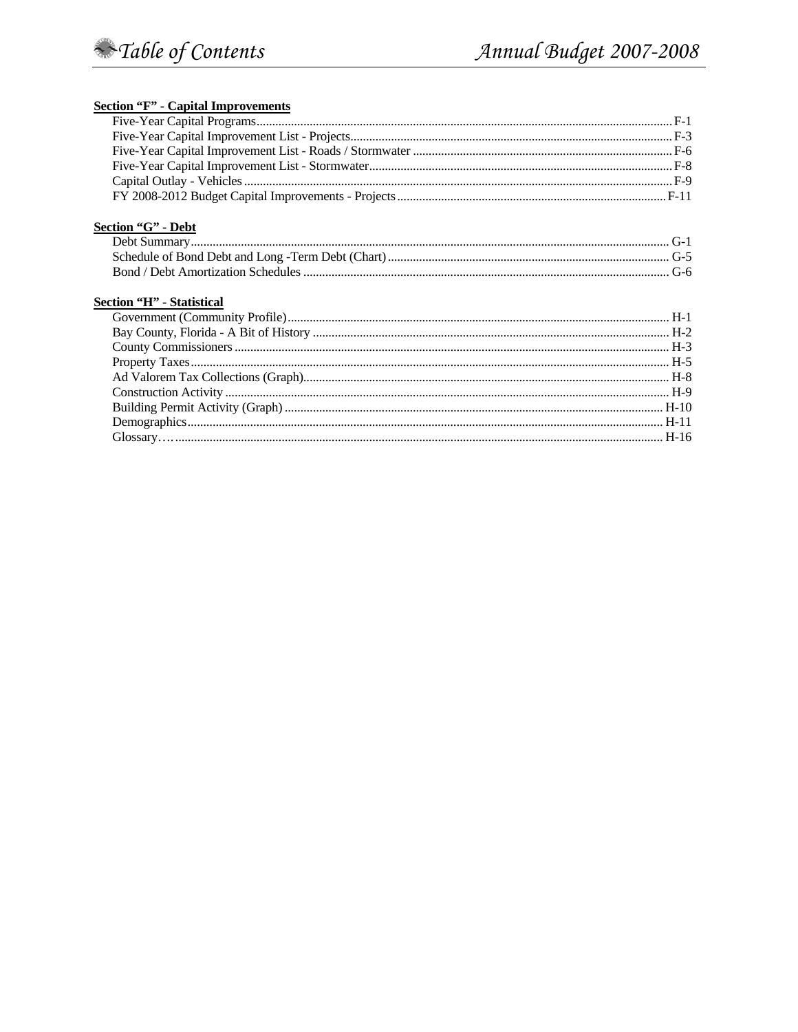**Section "F" - Capital Improvements**

Five-Year Capital Programs .................................................................................................................................... F-1
Five-Year Capital Improvement List - Projects ...................................................................................................... F-3
Five-Year Capital Improvement List - Roads / Stormwater .................................................................................. F-6
Five-Year Capital Improvement List - Stormwater ............................................................................................... F-8
Capital Outlay - Vehicles ........................................................................................................................................ F-9
FY 2008-2012 Budget Capital Improvements - Projects ...................................................................................... F-11

**Section "G" - Debt**

Debt Summary ........................................................................................................................................................ G-1
Schedule of Bond Debt and Long -Term Debt (Chart) .......................................................................................... G-5
Bond / Debt Amortization Schedules .................................................................................................................... G-6

**Section "H" - Statistical**

Government (Community Profile) ......................................................................................................................... H-1
Bay County, Florida - A Bit of History ................................................................................................................. H-2
County Commissioners .......................................................................................................................................... H-3
Property Taxes ........................................................................................................................................................ H-5
Ad Valorem Tax Collections (Graph) .................................................................................................................... H-8
Construction Activity ............................................................................................................................................. H-9
Building Permit Activity (Graph) ........................................................................................................................ H-10
Demographics ....................................................................................................................................................... H-11
Glossary…. .......................................................................................................................................................... H-16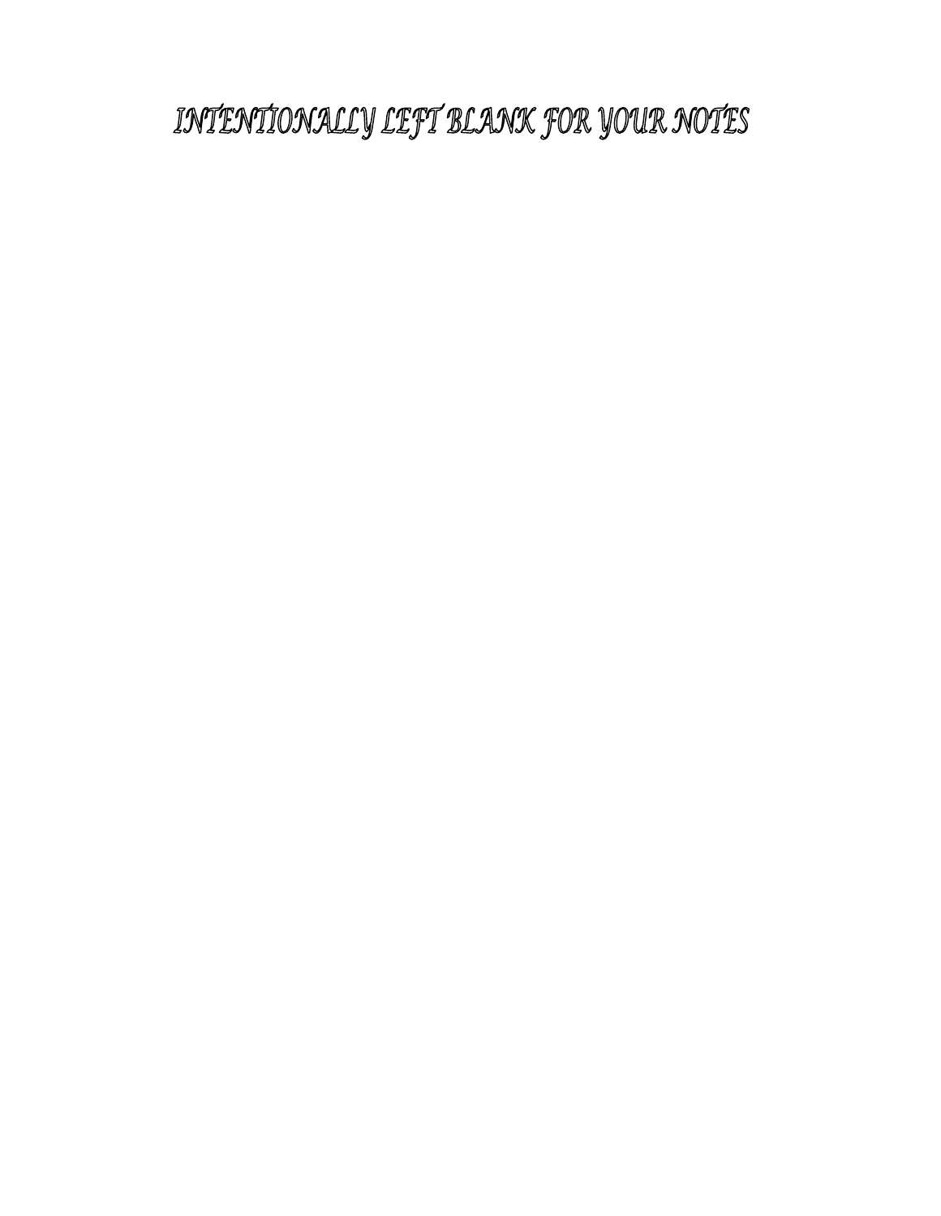# INTENTIONALLY LEFT BLANK FOR YOUR NOTES